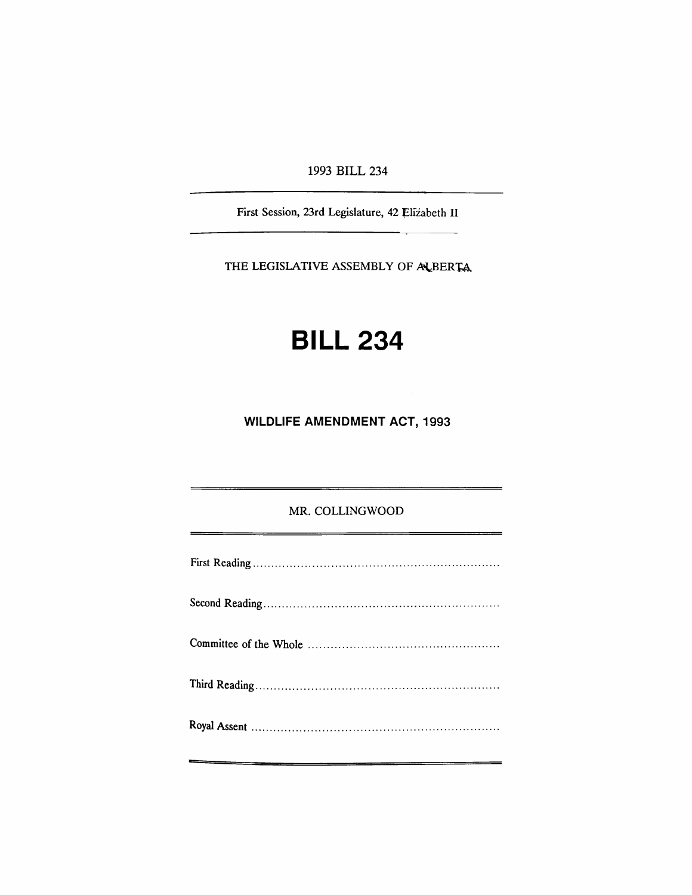1993 BILL 234

First Session, 23rd Legislature, 42 Elizabeth II

THE LEGISLATIVE ASSEMBLY OF ALBERTA

# BILL 234

## WILDLIFE AMENDMENT ACT, 1993

MR. COLLINGWOOD

First Reading ..................................................................

Second Reading ..............................................................

Committee of the Whole ..................................................

Third Reading ................................................................

Royal Assent ..................................................................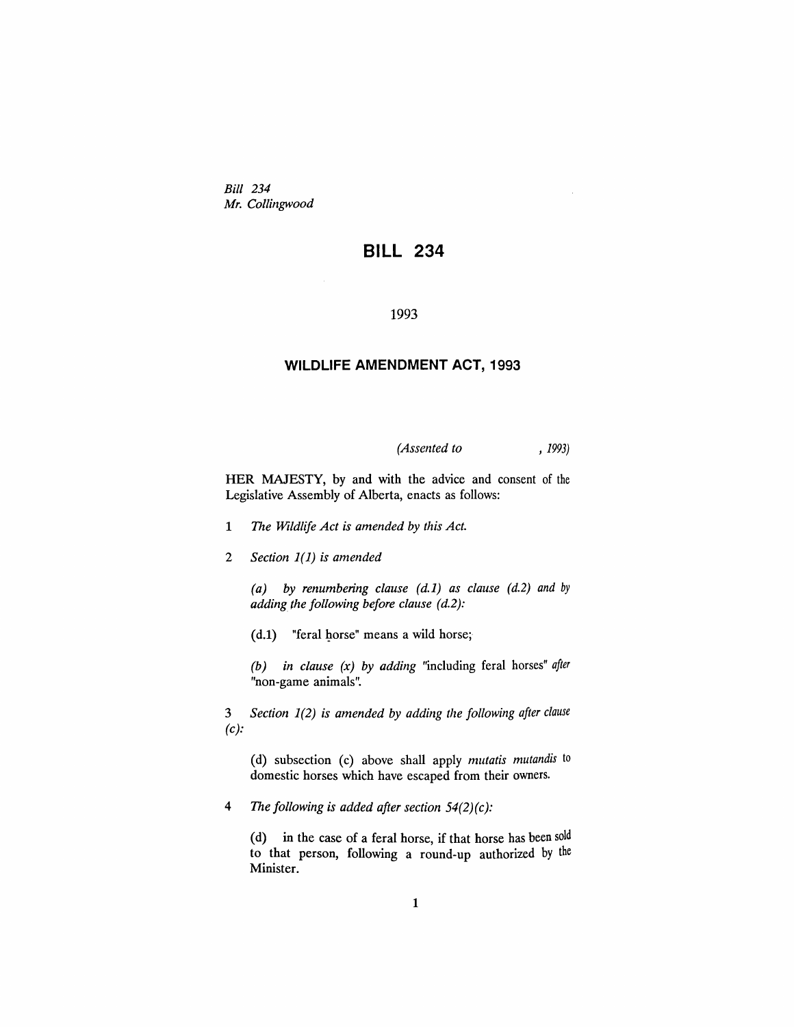*Bill 234*
*Mr. Collingwood*

# BILL 234

1993

## WILDLIFE AMENDMENT ACT, 1993

*(Assented to , 1993)*

HER MAJESTY, by and with the advice and consent of the Legislative Assembly of Alberta, enacts as follows:

1 *The Wildlife Act is amended by this Act.*

2 *Section 1(1) is amended*

*(a) by renumbering clause (d.1) as clause (d.2) and by adding the following before clause (d.2):*

(d.1) "feral horse" means a wild horse;

*(b) in clause (x) by adding* "including feral horses" *after* "non-game animals".

3 *Section 1(2) is amended by adding the following after clause (c):*

(d) subsection (c) above shall apply *mutatis mutandis* to domestic horses which have escaped from their owners.

4 *The following is added after section 54(2)(c):*

(d) in the case of a feral horse, if that horse has been sold to that person, following a round-up authorized by the Minister.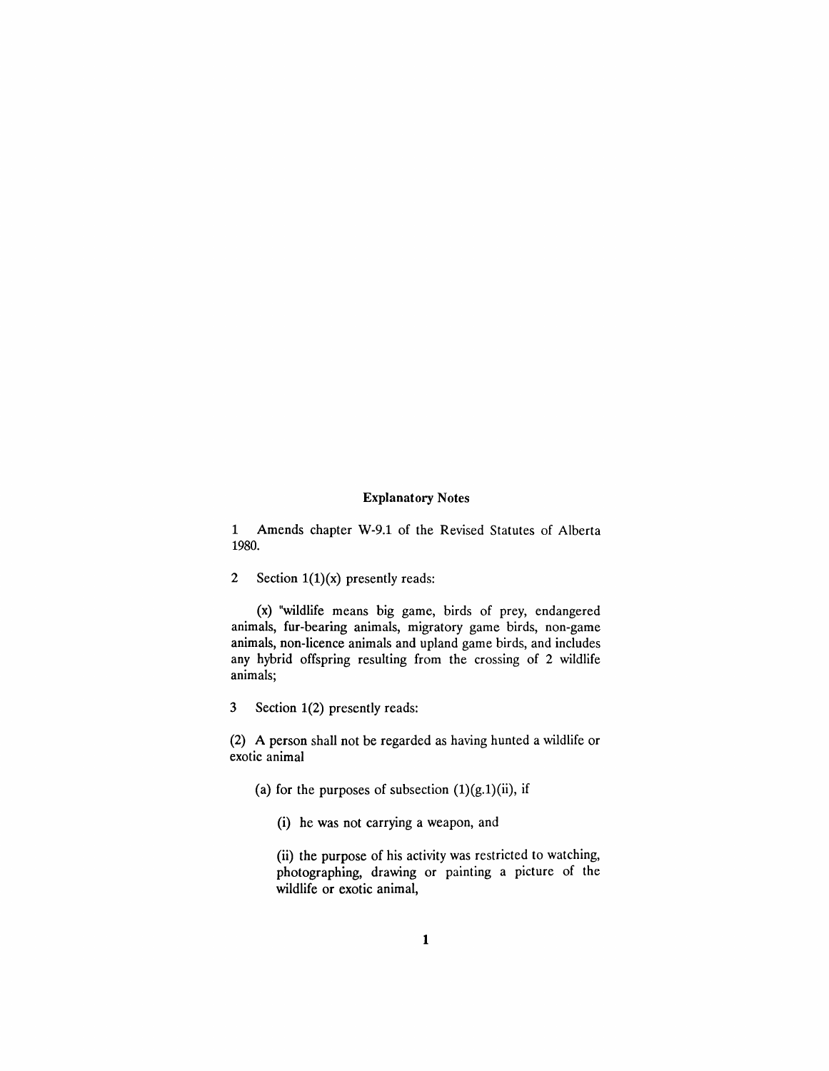## Explanatory Notes

1 Amends chapter W-9.1 of the Revised Statutes of Alberta 1980.

2 Section 1(1)(x) presently reads:

(x) "wildlife means big game, birds of prey, endangered animals, fur-bearing animals, migratory game birds, non-game animals, non-licence animals and upland game birds, and includes any hybrid offspring resulting from the crossing of 2 wildlife animals;

3 Section 1(2) presently reads:

(2) A person shall not be regarded as having hunted a wildlife or exotic animal

(a) for the purposes of subsection (1)(g.1)(ii), if

(i) he was not carrying a weapon, and

(ii) the purpose of his activity was restricted to watching, photographing, drawing or painting a picture of the wildlife or exotic animal,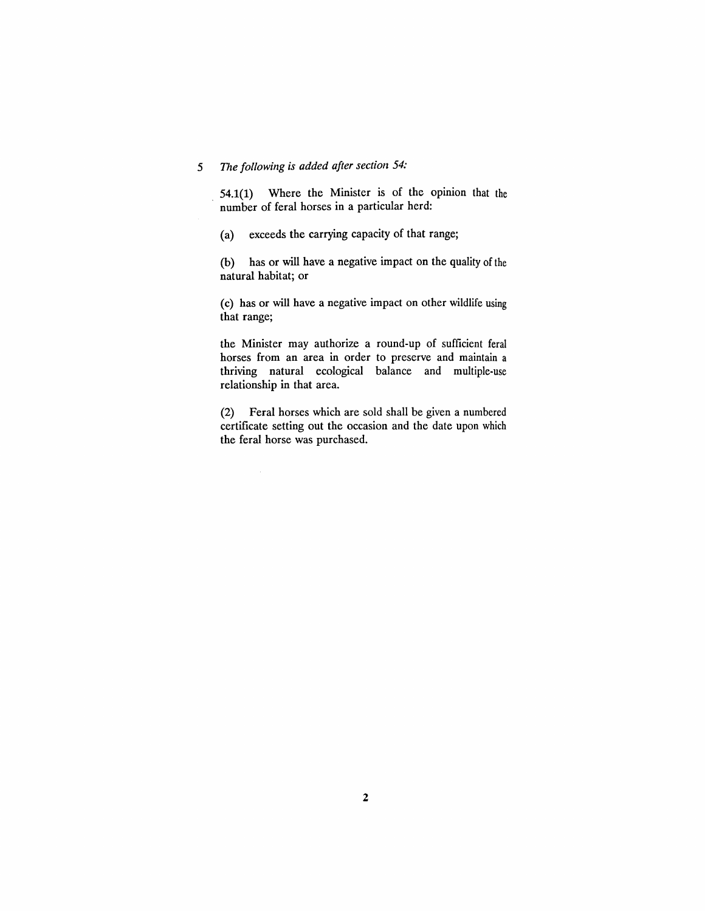5 *The following is added after section 54:*

54.1(1) Where the Minister is of the opinion that the number of feral horses in a particular herd:

(a) exceeds the carrying capacity of that range;

(b) has or will have a negative impact on the quality of the natural habitat; or

(c) has or will have a negative impact on other wildlife using that range;

the Minister may authorize a round-up of sufficient feral horses from an area in order to preserve and maintain a thriving natural ecological balance and multiple-use relationship in that area.

(2) Feral horses which are sold shall be given a numbered certificate setting out the occasion and the date upon which the feral horse was purchased.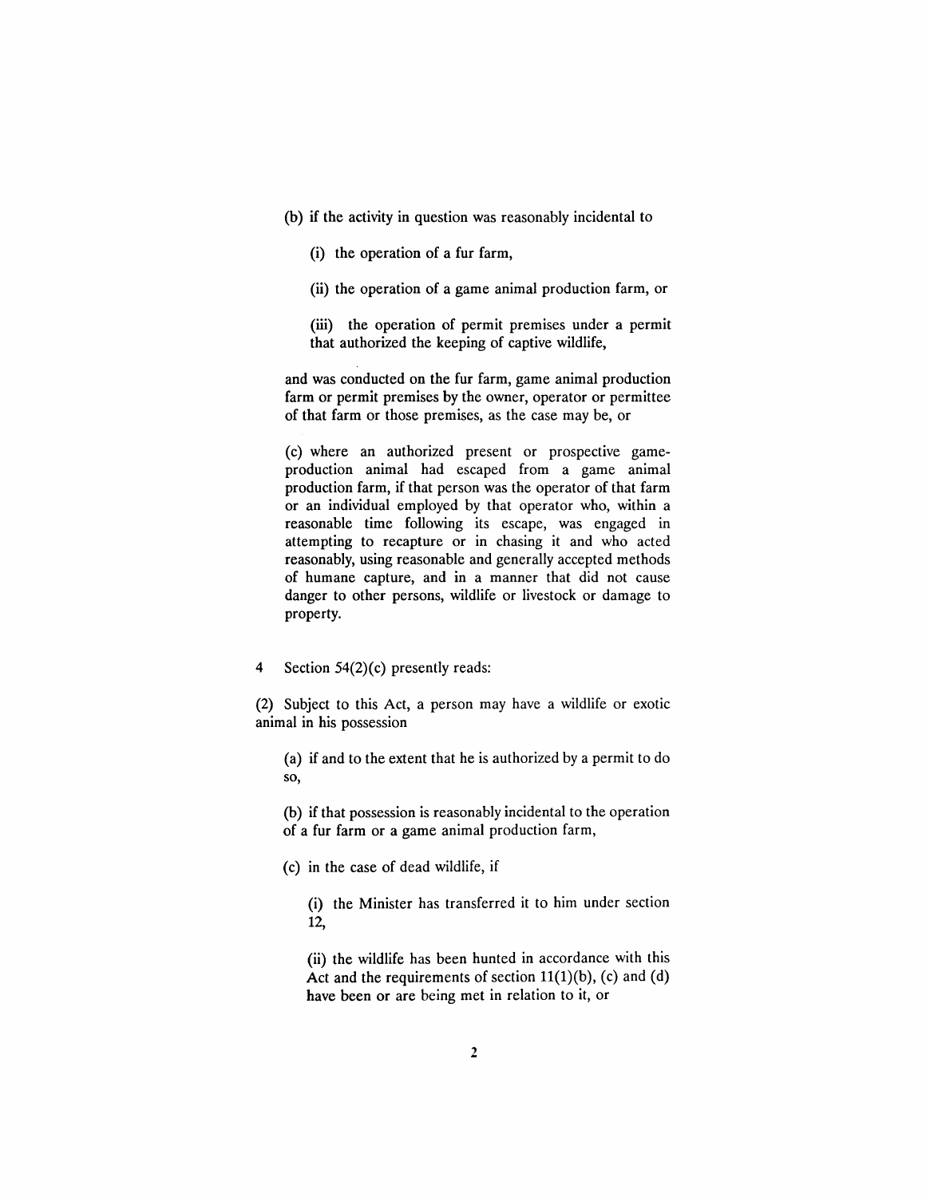(b) if the activity in question was reasonably incidental to

(i) the operation of a fur farm,

(ii) the operation of a game animal production farm, or

(iii) the operation of permit premises under a permit that authorized the keeping of captive wildlife,

and was conducted on the fur farm, game animal production farm or permit premises by the owner, operator or permittee of that farm or those premises, as the case may be, or

(c) where an authorized present or prospective game-production animal had escaped from a game animal production farm, if that person was the operator of that farm or an individual employed by that operator who, within a reasonable time following its escape, was engaged in attempting to recapture or in chasing it and who acted reasonably, using reasonable and generally accepted methods of humane capture, and in a manner that did not cause danger to other persons, wildlife or livestock or damage to property.

4 Section 54(2)(c) presently reads:

(2) Subject to this Act, a person may have a wildlife or exotic animal in his possession

(a) if and to the extent that he is authorized by a permit to do so,

(b) if that possession is reasonably incidental to the operation of a fur farm or a game animal production farm,

(c) in the case of dead wildlife, if

(i) the Minister has transferred it to him under section 12,

(ii) the wildlife has been hunted in accordance with this Act and the requirements of section 11(1)(b), (c) and (d) have been or are being met in relation to it, or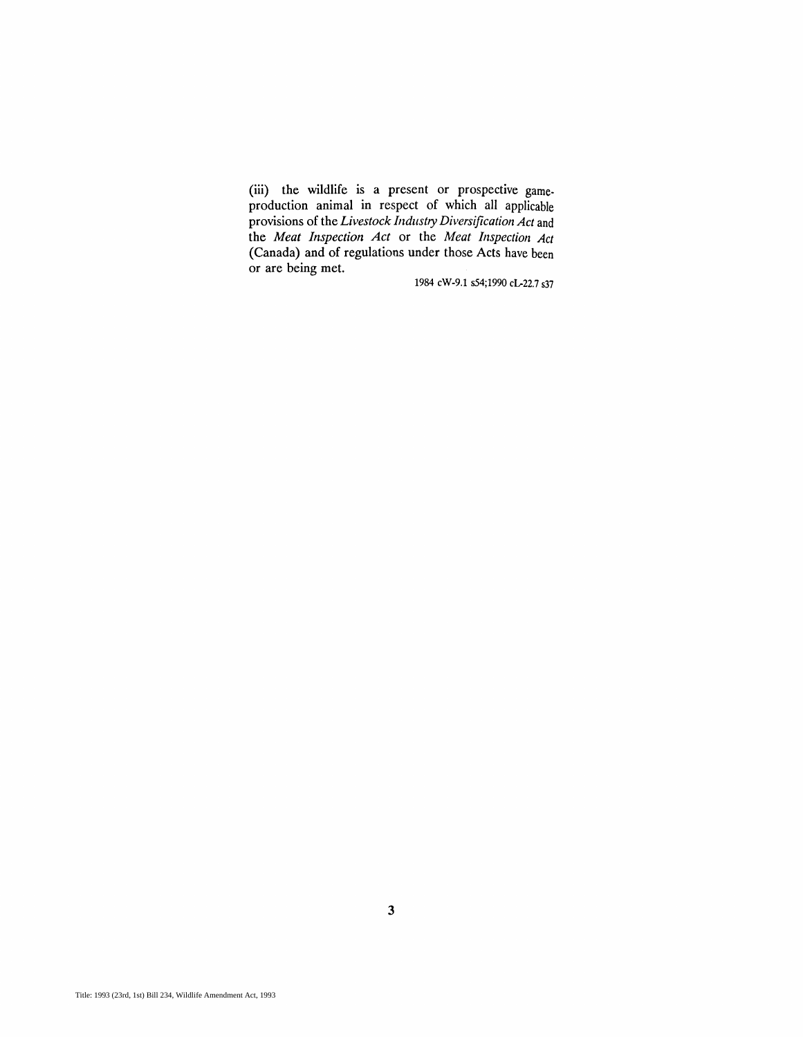(iii) the wildlife is a present or prospective game-production animal in respect of which all applicable provisions of the *Livestock Industry Diversification Act* and the *Meat Inspection Act* or the *Meat Inspection Act* (Canada) and of regulations under those Acts have been or are being met.

1984 cW-9.1 s54;1990 cL-22.7 s37